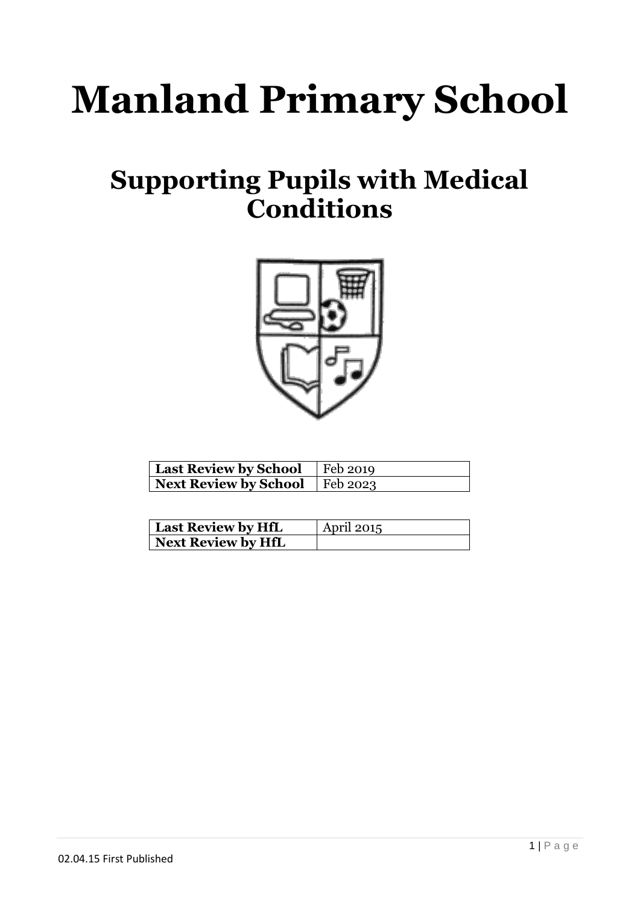# Manland Primary School

## Supporting Pupils with Medical Conditions

| | |
|---|---|
| **Last Review by School** | Feb 2019 |
| **Next Review by School** | Feb 2023 |

| | |
|---|---|
| **Last Review by HfL** | April 2015 |
| **Next Review by HfL** | |

02.04.15 First Published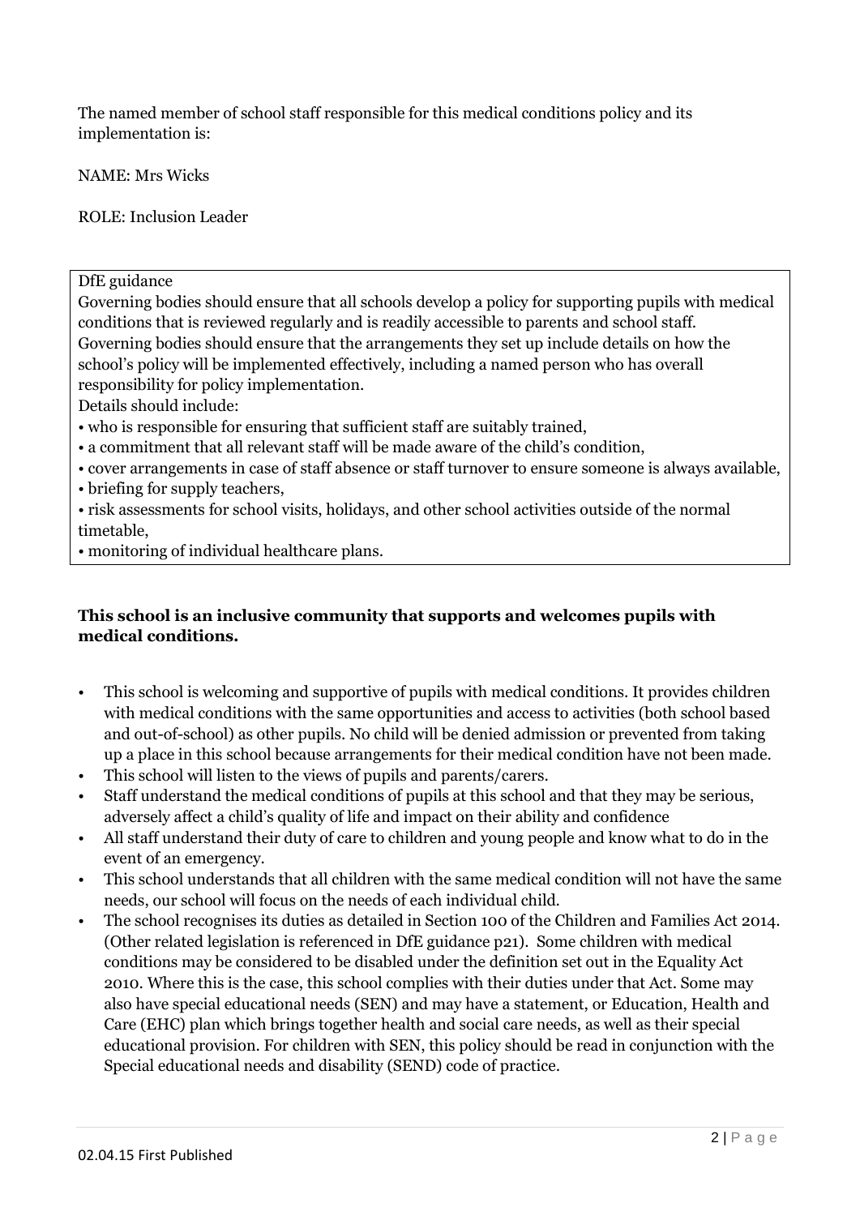The named member of school staff responsible for this medical conditions policy and its implementation is:

NAME: Mrs Wicks

ROLE: Inclusion Leader

> DfE guidance
>
> Governing bodies should ensure that all schools develop a policy for supporting pupils with medical conditions that is reviewed regularly and is readily accessible to parents and school staff.
>
> Governing bodies should ensure that the arrangements they set up include details on how the school's policy will be implemented effectively, including a named person who has overall responsibility for policy implementation.
>
> Details should include:
>
> - who is responsible for ensuring that sufficient staff are suitably trained,
> - a commitment that all relevant staff will be made aware of the child's condition,
> - cover arrangements in case of staff absence or staff turnover to ensure someone is always available,
> - briefing for supply teachers,
> - risk assessments for school visits, holidays, and other school activities outside of the normal timetable,
> - monitoring of individual healthcare plans.

**This school is an inclusive community that supports and welcomes pupils with medical conditions.**

- This school is welcoming and supportive of pupils with medical conditions. It provides children with medical conditions with the same opportunities and access to activities (both school based and out-of-school) as other pupils. No child will be denied admission or prevented from taking up a place in this school because arrangements for their medical condition have not been made.
- This school will listen to the views of pupils and parents/carers.
- Staff understand the medical conditions of pupils at this school and that they may be serious, adversely affect a child's quality of life and impact on their ability and confidence
- All staff understand their duty of care to children and young people and know what to do in the event of an emergency.
- This school understands that all children with the same medical condition will not have the same needs, our school will focus on the needs of each individual child.
- The school recognises its duties as detailed in Section 100 of the Children and Families Act 2014. (Other related legislation is referenced in DfE guidance p21). Some children with medical conditions may be considered to be disabled under the definition set out in the Equality Act 2010. Where this is the case, this school complies with their duties under that Act. Some may also have special educational needs (SEN) and may have a statement, or Education, Health and Care (EHC) plan which brings together health and social care needs, as well as their special educational provision. For children with SEN, this policy should be read in conjunction with the Special educational needs and disability (SEND) code of practice.

02.04.15 First Published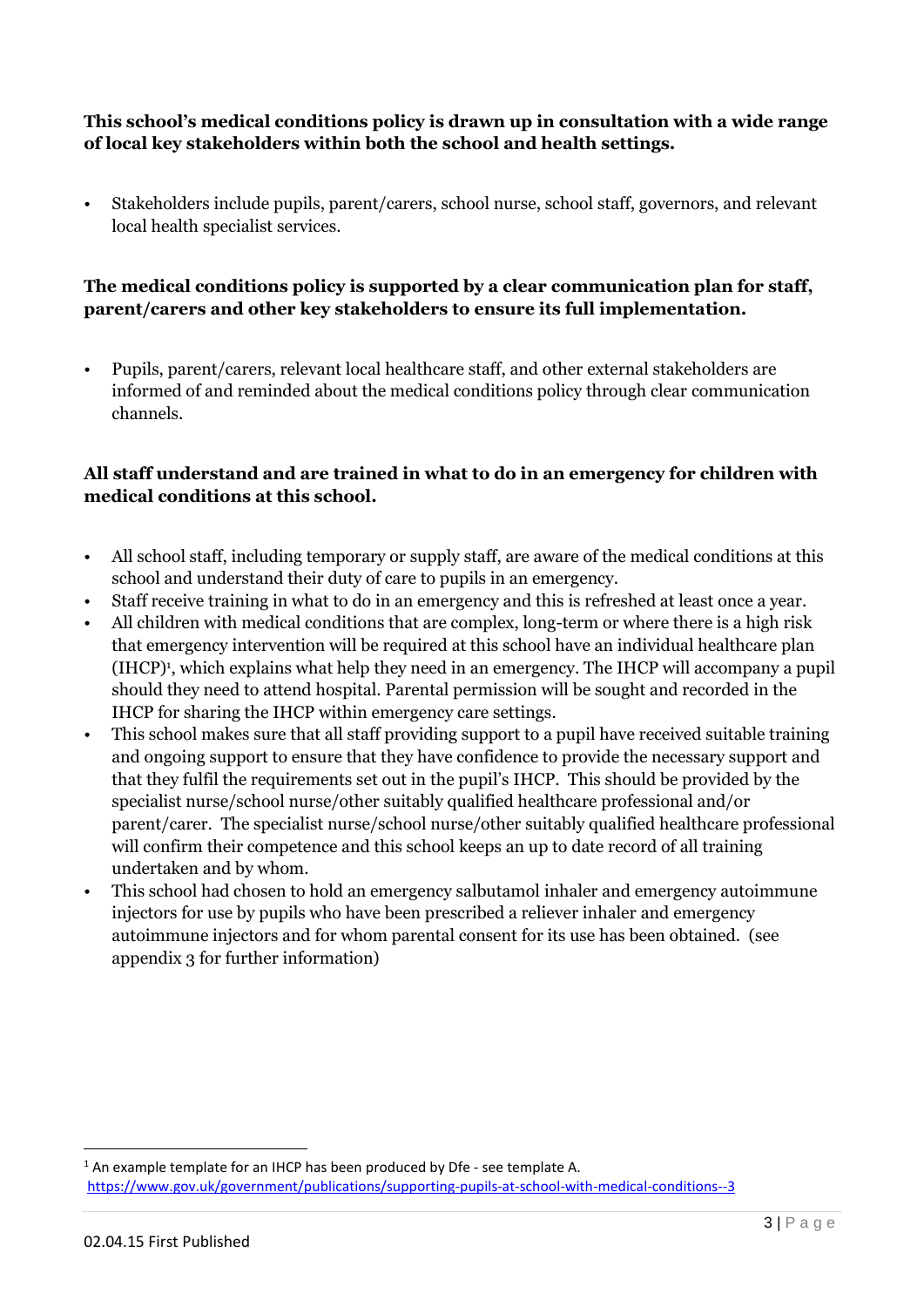**This school's medical conditions policy is drawn up in consultation with a wide range of local key stakeholders within both the school and health settings.**

- Stakeholders include pupils, parent/carers, school nurse, school staff, governors, and relevant local health specialist services.

**The medical conditions policy is supported by a clear communication plan for staff, parent/carers and other key stakeholders to ensure its full implementation.**

- Pupils, parent/carers, relevant local healthcare staff, and other external stakeholders are informed of and reminded about the medical conditions policy through clear communication channels.

**All staff understand and are trained in what to do in an emergency for children with medical conditions at this school.**

- All school staff, including temporary or supply staff, are aware of the medical conditions at this school and understand their duty of care to pupils in an emergency.
- Staff receive training in what to do in an emergency and this is refreshed at least once a year.
- All children with medical conditions that are complex, long-term or where there is a high risk that emergency intervention will be required at this school have an individual healthcare plan (IHCP)[1], which explains what help they need in an emergency. The IHCP will accompany a pupil should they need to attend hospital. Parental permission will be sought and recorded in the IHCP for sharing the IHCP within emergency care settings.
- This school makes sure that all staff providing support to a pupil have received suitable training and ongoing support to ensure that they have confidence to provide the necessary support and that they fulfil the requirements set out in the pupil's IHCP. This should be provided by the specialist nurse/school nurse/other suitably qualified healthcare professional and/or parent/carer. The specialist nurse/school nurse/other suitably qualified healthcare professional will confirm their competence and this school keeps an up to date record of all training undertaken and by whom.
- This school had chosen to hold an emergency salbutamol inhaler and emergency autoimmune injectors for use by pupils who have been prescribed a reliever inhaler and emergency autoimmune injectors and for whom parental consent for its use has been obtained. (see appendix 3 for further information)

[1] An example template for an IHCP has been produced by Dfe - see template A.
https://www.gov.uk/government/publications/supporting-pupils-at-school-with-medical-conditions--3

02.04.15 First Published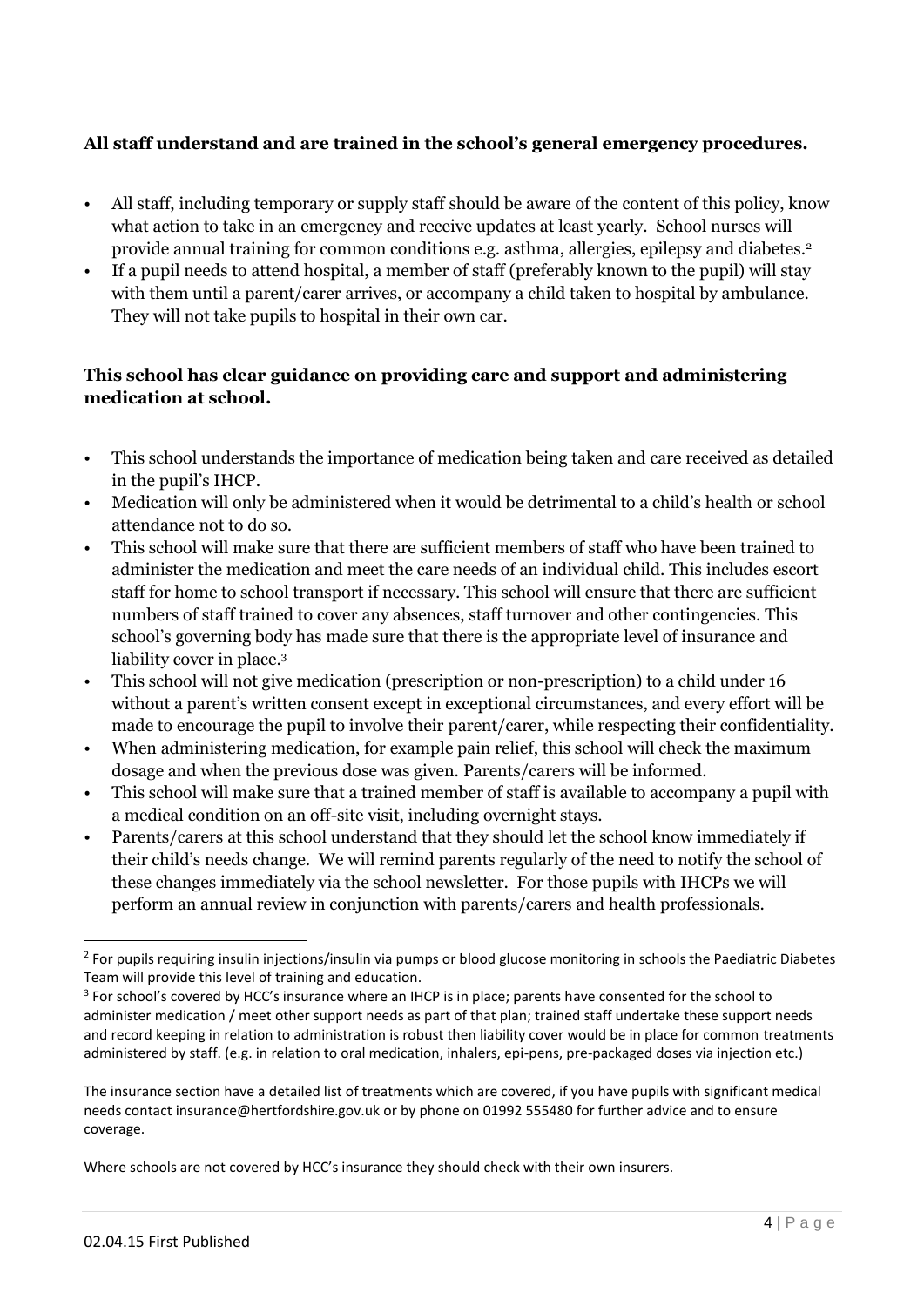**All staff understand and are trained in the school's general emergency procedures.**

- All staff, including temporary or supply staff should be aware of the content of this policy, know what action to take in an emergency and receive updates at least yearly. School nurses will provide annual training for common conditions e.g. asthma, allergies, epilepsy and diabetes.[2]
- If a pupil needs to attend hospital, a member of staff (preferably known to the pupil) will stay with them until a parent/carer arrives, or accompany a child taken to hospital by ambulance. They will not take pupils to hospital in their own car.

**This school has clear guidance on providing care and support and administering medication at school.**

- This school understands the importance of medication being taken and care received as detailed in the pupil's IHCP.
- Medication will only be administered when it would be detrimental to a child's health or school attendance not to do so.
- This school will make sure that there are sufficient members of staff who have been trained to administer the medication and meet the care needs of an individual child. This includes escort staff for home to school transport if necessary. This school will ensure that there are sufficient numbers of staff trained to cover any absences, staff turnover and other contingencies. This school's governing body has made sure that there is the appropriate level of insurance and liability cover in place.[3]
- This school will not give medication (prescription or non-prescription) to a child under 16 without a parent's written consent except in exceptional circumstances, and every effort will be made to encourage the pupil to involve their parent/carer, while respecting their confidentiality.
- When administering medication, for example pain relief, this school will check the maximum dosage and when the previous dose was given. Parents/carers will be informed.
- This school will make sure that a trained member of staff is available to accompany a pupil with a medical condition on an off-site visit, including overnight stays.
- Parents/carers at this school understand that they should let the school know immediately if their child's needs change. We will remind parents regularly of the need to notify the school of these changes immediately via the school newsletter. For those pupils with IHCPs we will perform an annual review in conjunction with parents/carers and health professionals.

---

[2] For pupils requiring insulin injections/insulin via pumps or blood glucose monitoring in schools the Paediatric Diabetes Team will provide this level of training and education.

[3] For school's covered by HCC's insurance where an IHCP is in place; parents have consented for the school to administer medication / meet other support needs as part of that plan; trained staff undertake these support needs and record keeping in relation to administration is robust then liability cover would be in place for common treatments administered by staff. (e.g. in relation to oral medication, inhalers, epi-pens, pre-packaged doses via injection etc.)

The insurance section have a detailed list of treatments which are covered, if you have pupils with significant medical needs contact insurance@hertfordshire.gov.uk or by phone on 01992 555480 for further advice and to ensure coverage.

Where schools are not covered by HCC's insurance they should check with their own insurers.

02.04.15 First Published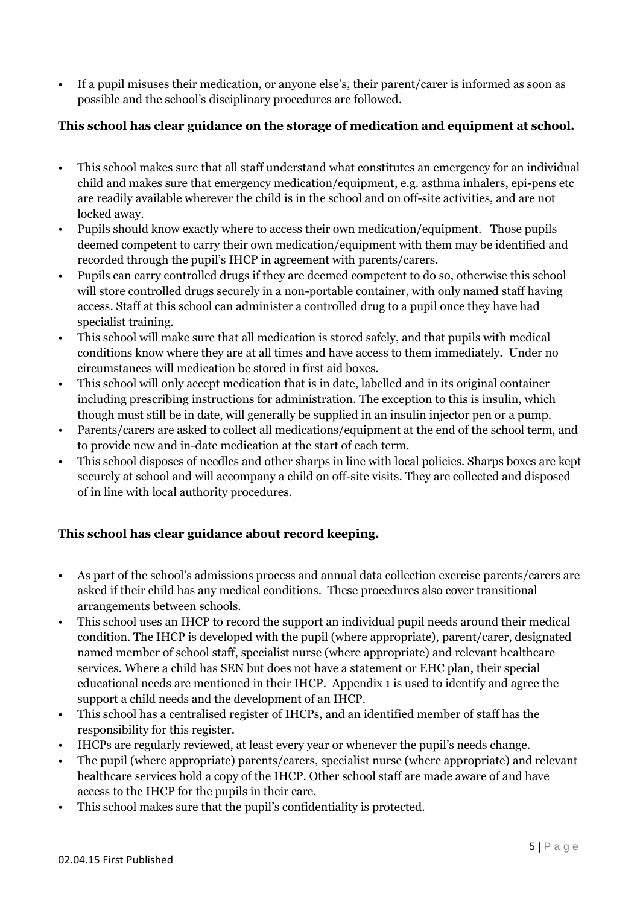- If a pupil misuses their medication, or anyone else's, their parent/carer is informed as soon as possible and the school's disciplinary procedures are followed.

**This school has clear guidance on the storage of medication and equipment at school.**

- This school makes sure that all staff understand what constitutes an emergency for an individual child and makes sure that emergency medication/equipment, e.g. asthma inhalers, epi-pens etc are readily available wherever the child is in the school and on off-site activities, and are not locked away.
- Pupils should know exactly where to access their own medication/equipment. Those pupils deemed competent to carry their own medication/equipment with them may be identified and recorded through the pupil's IHCP in agreement with parents/carers.
- Pupils can carry controlled drugs if they are deemed competent to do so, otherwise this school will store controlled drugs securely in a non-portable container, with only named staff having access. Staff at this school can administer a controlled drug to a pupil once they have had specialist training.
- This school will make sure that all medication is stored safely, and that pupils with medical conditions know where they are at all times and have access to them immediately. Under no circumstances will medication be stored in first aid boxes.
- This school will only accept medication that is in date, labelled and in its original container including prescribing instructions for administration. The exception to this is insulin, which though must still be in date, will generally be supplied in an insulin injector pen or a pump.
- Parents/carers are asked to collect all medications/equipment at the end of the school term, and to provide new and in-date medication at the start of each term.
- This school disposes of needles and other sharps in line with local policies. Sharps boxes are kept securely at school and will accompany a child on off-site visits. They are collected and disposed of in line with local authority procedures.

**This school has clear guidance about record keeping.**

- As part of the school's admissions process and annual data collection exercise parents/carers are asked if their child has any medical conditions. These procedures also cover transitional arrangements between schools.
- This school uses an IHCP to record the support an individual pupil needs around their medical condition. The IHCP is developed with the pupil (where appropriate), parent/carer, designated named member of school staff, specialist nurse (where appropriate) and relevant healthcare services. Where a child has SEN but does not have a statement or EHC plan, their special educational needs are mentioned in their IHCP. Appendix 1 is used to identify and agree the support a child needs and the development of an IHCP.
- This school has a centralised register of IHCPs, and an identified member of staff has the responsibility for this register.
- IHCPs are regularly reviewed, at least every year or whenever the pupil's needs change.
- The pupil (where appropriate) parents/carers, specialist nurse (where appropriate) and relevant healthcare services hold a copy of the IHCP. Other school staff are made aware of and have access to the IHCP for the pupils in their care.
- This school makes sure that the pupil's confidentiality is protected.

02.04.15 First Published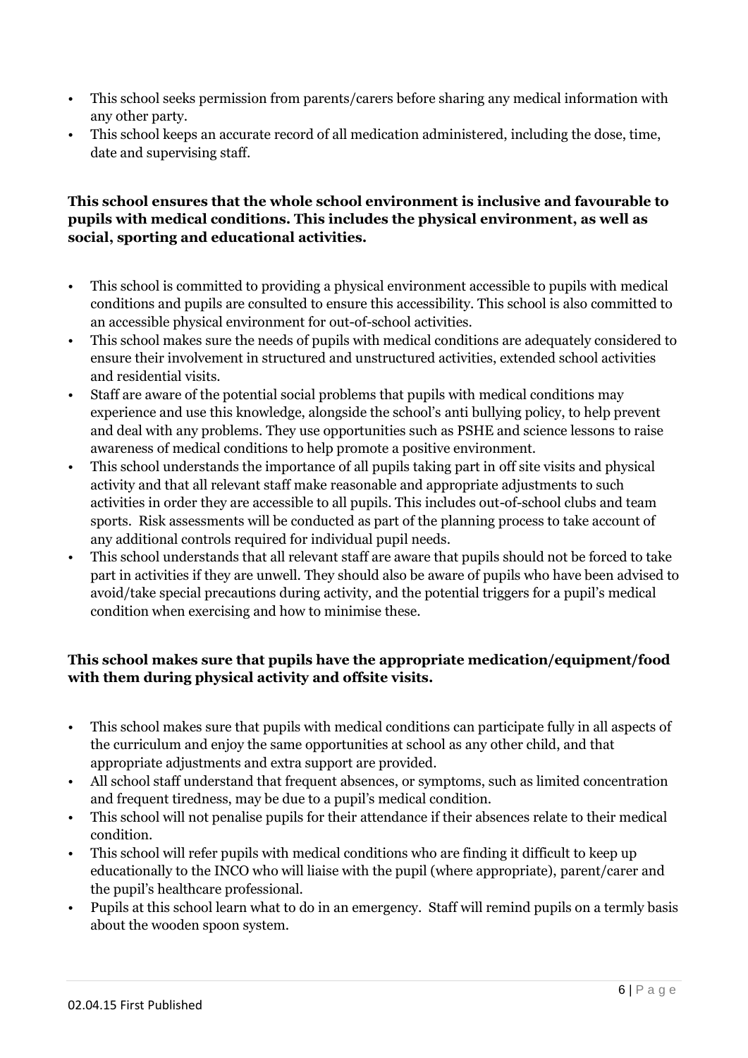- This school seeks permission from parents/carers before sharing any medical information with any other party.
- This school keeps an accurate record of all medication administered, including the dose, time, date and supervising staff.

**This school ensures that the whole school environment is inclusive and favourable to pupils with medical conditions. This includes the physical environment, as well as social, sporting and educational activities.**

- This school is committed to providing a physical environment accessible to pupils with medical conditions and pupils are consulted to ensure this accessibility. This school is also committed to an accessible physical environment for out-of-school activities.
- This school makes sure the needs of pupils with medical conditions are adequately considered to ensure their involvement in structured and unstructured activities, extended school activities and residential visits.
- Staff are aware of the potential social problems that pupils with medical conditions may experience and use this knowledge, alongside the school's anti bullying policy, to help prevent and deal with any problems. They use opportunities such as PSHE and science lessons to raise awareness of medical conditions to help promote a positive environment.
- This school understands the importance of all pupils taking part in off site visits and physical activity and that all relevant staff make reasonable and appropriate adjustments to such activities in order they are accessible to all pupils. This includes out-of-school clubs and team sports. Risk assessments will be conducted as part of the planning process to take account of any additional controls required for individual pupil needs.
- This school understands that all relevant staff are aware that pupils should not be forced to take part in activities if they are unwell. They should also be aware of pupils who have been advised to avoid/take special precautions during activity, and the potential triggers for a pupil's medical condition when exercising and how to minimise these.

**This school makes sure that pupils have the appropriate medication/equipment/food with them during physical activity and offsite visits.**

- This school makes sure that pupils with medical conditions can participate fully in all aspects of the curriculum and enjoy the same opportunities at school as any other child, and that appropriate adjustments and extra support are provided.
- All school staff understand that frequent absences, or symptoms, such as limited concentration and frequent tiredness, may be due to a pupil's medical condition.
- This school will not penalise pupils for their attendance if their absences relate to their medical condition.
- This school will refer pupils with medical conditions who are finding it difficult to keep up educationally to the INCO who will liaise with the pupil (where appropriate), parent/carer and the pupil's healthcare professional.
- Pupils at this school learn what to do in an emergency. Staff will remind pupils on a termly basis about the wooden spoon system.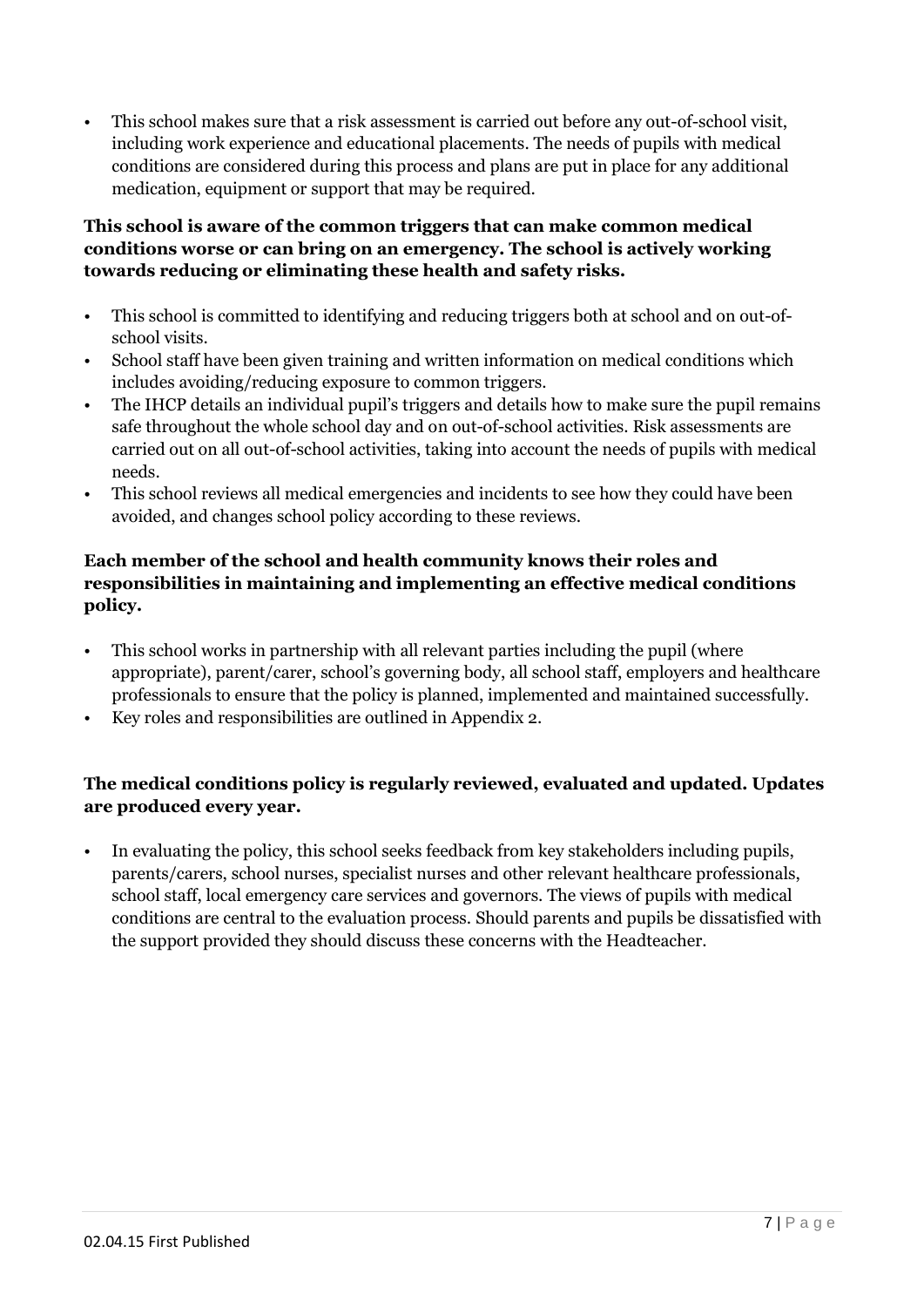- This school makes sure that a risk assessment is carried out before any out-of-school visit, including work experience and educational placements. The needs of pupils with medical conditions are considered during this process and plans are put in place for any additional medication, equipment or support that may be required.

**This school is aware of the common triggers that can make common medical conditions worse or can bring on an emergency. The school is actively working towards reducing or eliminating these health and safety risks.**

- This school is committed to identifying and reducing triggers both at school and on out-of-school visits.
- School staff have been given training and written information on medical conditions which includes avoiding/reducing exposure to common triggers.
- The IHCP details an individual pupil's triggers and details how to make sure the pupil remains safe throughout the whole school day and on out-of-school activities. Risk assessments are carried out on all out-of-school activities, taking into account the needs of pupils with medical needs.
- This school reviews all medical emergencies and incidents to see how they could have been avoided, and changes school policy according to these reviews.

**Each member of the school and health community knows their roles and responsibilities in maintaining and implementing an effective medical conditions policy.**

- This school works in partnership with all relevant parties including the pupil (where appropriate), parent/carer, school's governing body, all school staff, employers and healthcare professionals to ensure that the policy is planned, implemented and maintained successfully.
- Key roles and responsibilities are outlined in Appendix 2.

**The medical conditions policy is regularly reviewed, evaluated and updated. Updates are produced every year.**

- In evaluating the policy, this school seeks feedback from key stakeholders including pupils, parents/carers, school nurses, specialist nurses and other relevant healthcare professionals, school staff, local emergency care services and governors. The views of pupils with medical conditions are central to the evaluation process. Should parents and pupils be dissatisfied with the support provided they should discuss these concerns with the Headteacher.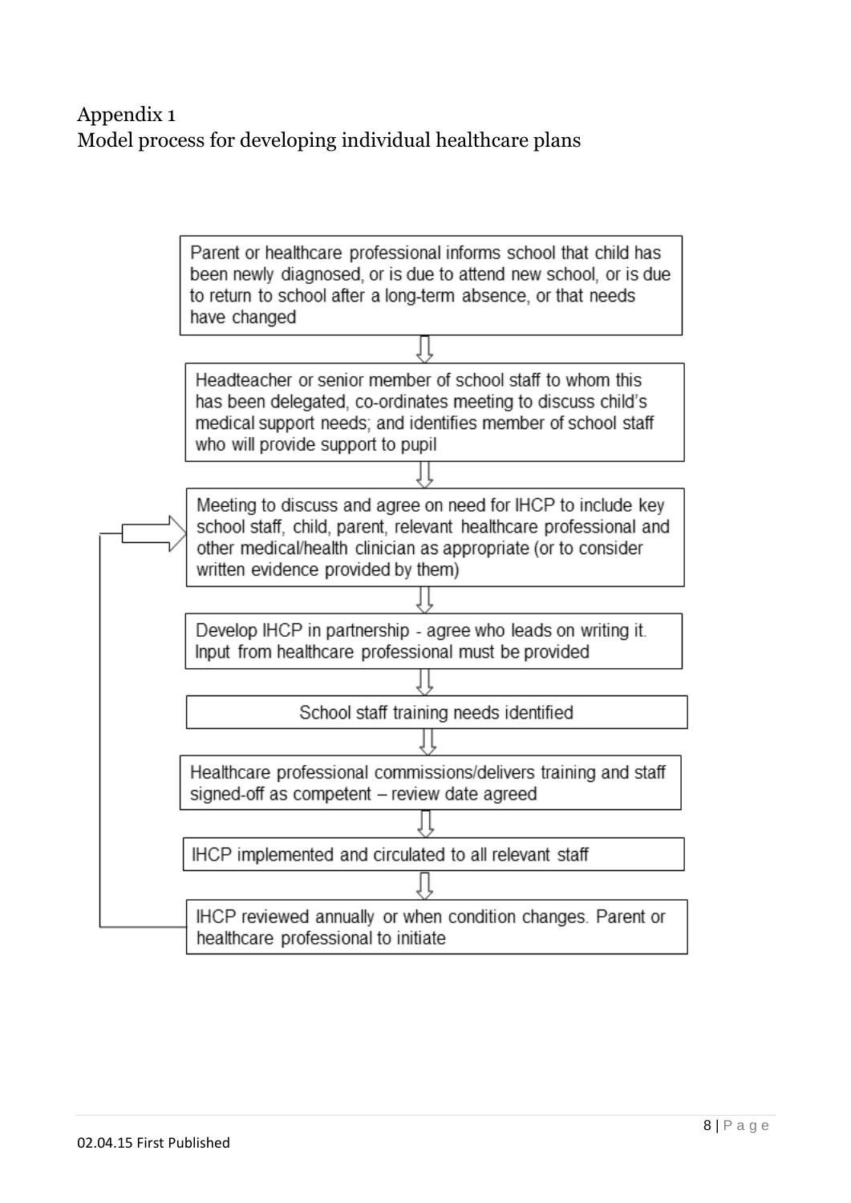## Appendix 1

## Model process for developing individual healthcare plans

1. Parent or healthcare professional informs school that child has been newly diagnosed, or is due to attend new school, or is due to return to school after a long-term absence, or that needs have changed

⇩

2. Headteacher or senior member of school staff to whom this has been delegated, co-ordinates meeting to discuss child's medical support needs; and identifies member of school staff who will provide support to pupil

⇩

3. Meeting to discuss and agree on need for IHCP to include key school staff, child, parent, relevant healthcare professional and other medical/health clinician as appropriate (or to consider written evidence provided by them)

⇩

4. Develop IHCP in partnership - agree who leads on writing it. Input from healthcare professional must be provided

⇩

5. School staff training needs identified

⇩

6. Healthcare professional commissions/delivers training and staff signed-off as competent – review date agreed

⇩

7. IHCP implemented and circulated to all relevant staff

⇩

8. IHCP reviewed annually or when condition changes. Parent or healthcare professional to initiate (returns to step 3)

02.04.15 First Published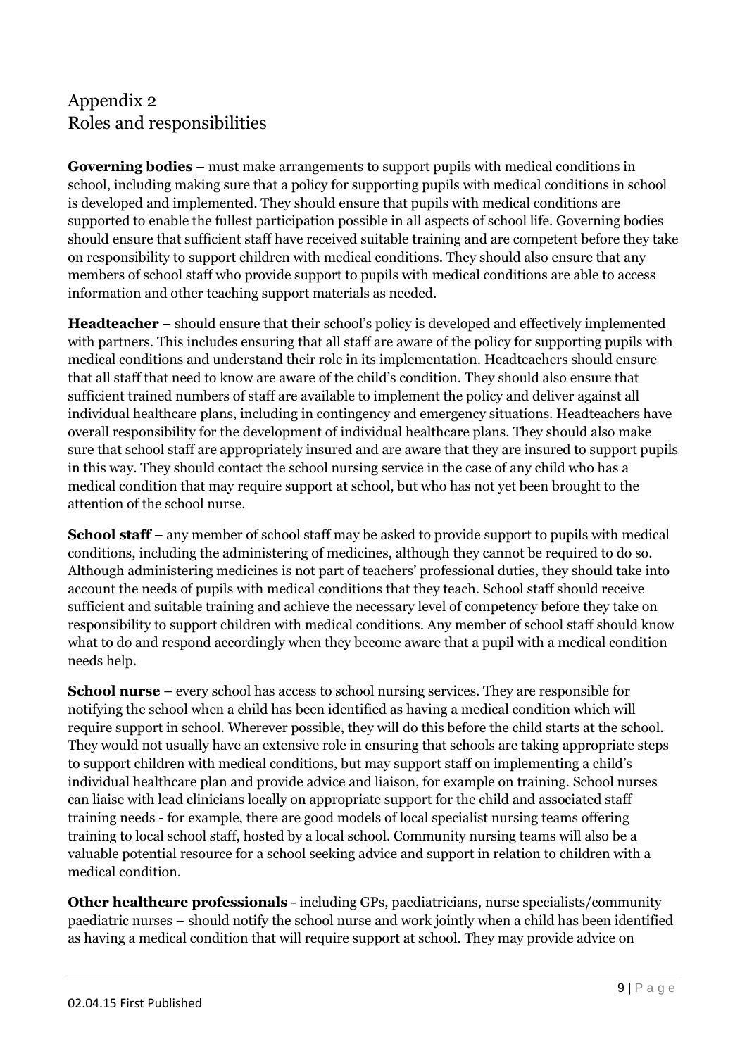## Appendix 2
## Roles and responsibilities

**Governing bodies** – must make arrangements to support pupils with medical conditions in school, including making sure that a policy for supporting pupils with medical conditions in school is developed and implemented. They should ensure that pupils with medical conditions are supported to enable the fullest participation possible in all aspects of school life. Governing bodies should ensure that sufficient staff have received suitable training and are competent before they take on responsibility to support children with medical conditions. They should also ensure that any members of school staff who provide support to pupils with medical conditions are able to access information and other teaching support materials as needed.

**Headteacher** – should ensure that their school's policy is developed and effectively implemented with partners. This includes ensuring that all staff are aware of the policy for supporting pupils with medical conditions and understand their role in its implementation. Headteachers should ensure that all staff that need to know are aware of the child's condition. They should also ensure that sufficient trained numbers of staff are available to implement the policy and deliver against all individual healthcare plans, including in contingency and emergency situations. Headteachers have overall responsibility for the development of individual healthcare plans. They should also make sure that school staff are appropriately insured and are aware that they are insured to support pupils in this way. They should contact the school nursing service in the case of any child who has a medical condition that may require support at school, but who has not yet been brought to the attention of the school nurse.

**School staff** – any member of school staff may be asked to provide support to pupils with medical conditions, including the administering of medicines, although they cannot be required to do so. Although administering medicines is not part of teachers' professional duties, they should take into account the needs of pupils with medical conditions that they teach. School staff should receive sufficient and suitable training and achieve the necessary level of competency before they take on responsibility to support children with medical conditions. Any member of school staff should know what to do and respond accordingly when they become aware that a pupil with a medical condition needs help.

**School nurse** – every school has access to school nursing services. They are responsible for notifying the school when a child has been identified as having a medical condition which will require support in school. Wherever possible, they will do this before the child starts at the school. They would not usually have an extensive role in ensuring that schools are taking appropriate steps to support children with medical conditions, but may support staff on implementing a child's individual healthcare plan and provide advice and liaison, for example on training. School nurses can liaise with lead clinicians locally on appropriate support for the child and associated staff training needs - for example, there are good models of local specialist nursing teams offering training to local school staff, hosted by a local school. Community nursing teams will also be a valuable potential resource for a school seeking advice and support in relation to children with a medical condition.

**Other healthcare professionals** - including GPs, paediatricians, nurse specialists/community paediatric nurses – should notify the school nurse and work jointly when a child has been identified as having a medical condition that will require support at school. They may provide advice on

02.04.15 First Published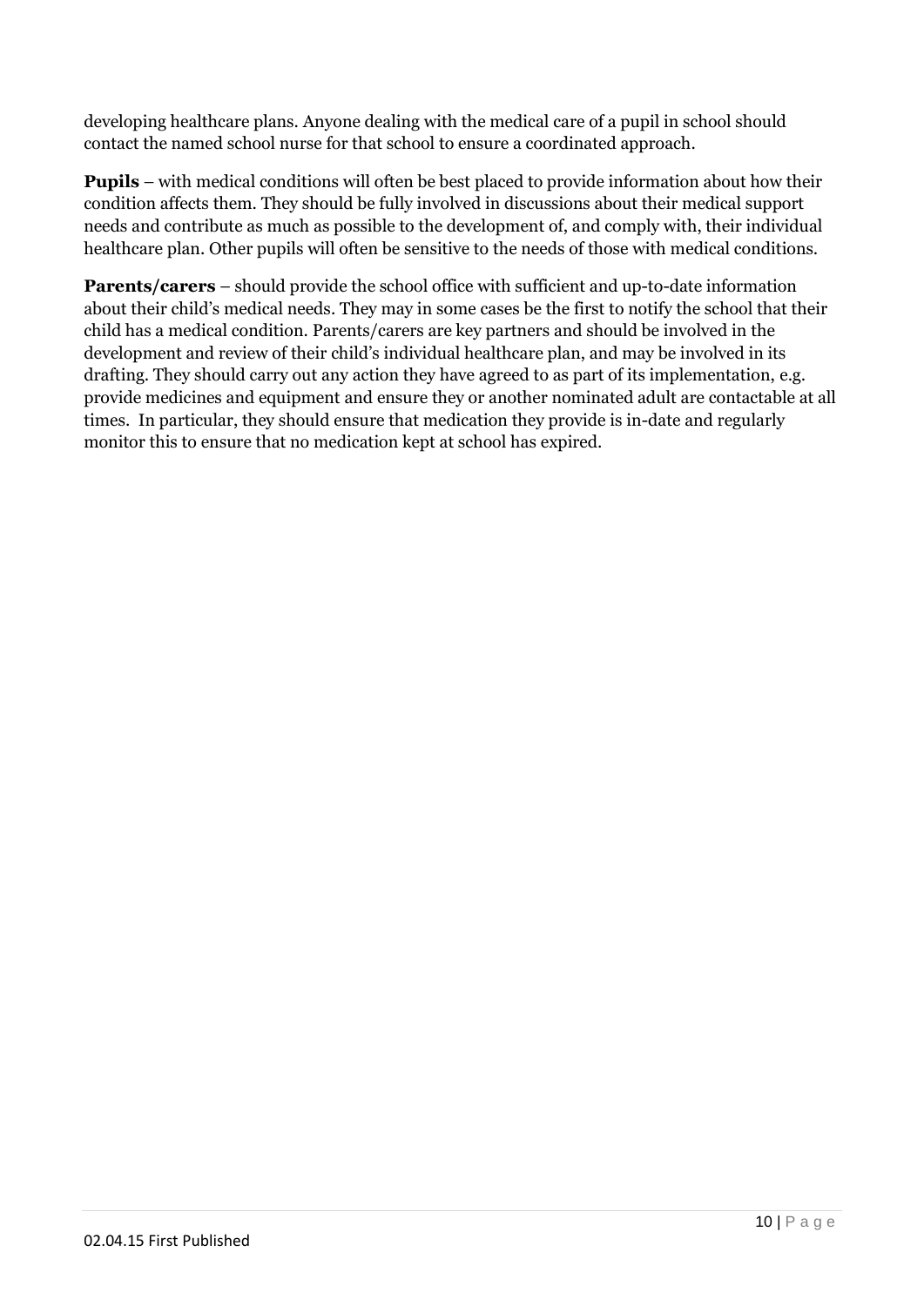developing healthcare plans. Anyone dealing with the medical care of a pupil in school should contact the named school nurse for that school to ensure a coordinated approach.

**Pupils** – with medical conditions will often be best placed to provide information about how their condition affects them. They should be fully involved in discussions about their medical support needs and contribute as much as possible to the development of, and comply with, their individual healthcare plan. Other pupils will often be sensitive to the needs of those with medical conditions.

**Parents/carers** – should provide the school office with sufficient and up-to-date information about their child's medical needs. They may in some cases be the first to notify the school that their child has a medical condition. Parents/carers are key partners and should be involved in the development and review of their child's individual healthcare plan, and may be involved in its drafting. They should carry out any action they have agreed to as part of its implementation, e.g. provide medicines and equipment and ensure they or another nominated adult are contactable at all times. In particular, they should ensure that medication they provide is in-date and regularly monitor this to ensure that no medication kept at school has expired.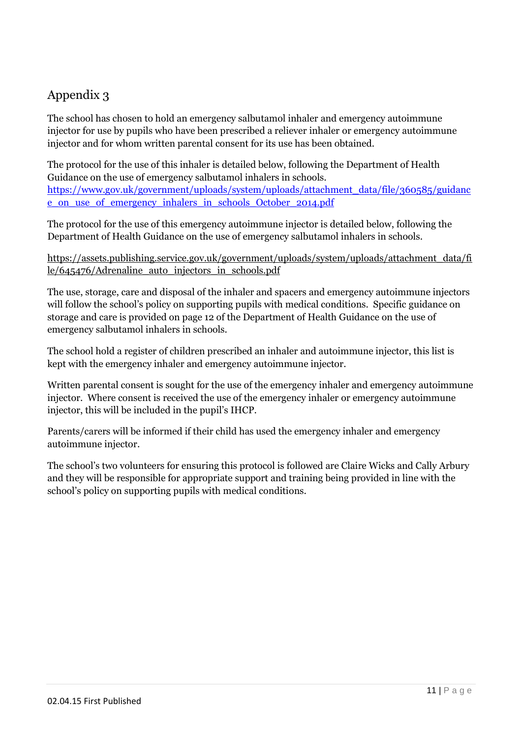## Appendix 3

The school has chosen to hold an emergency salbutamol inhaler and emergency autoimmune injector for use by pupils who have been prescribed a reliever inhaler or emergency autoimmune injector and for whom written parental consent for its use has been obtained.

The protocol for the use of this inhaler is detailed below, following the Department of Health Guidance on the use of emergency salbutamol inhalers in schools.
[https://www.gov.uk/government/uploads/system/uploads/attachment_data/file/360585/guidance_on_use_of_emergency_inhalers_in_schools_October_2014.pdf](https://www.gov.uk/government/uploads/system/uploads/attachment_data/file/360585/guidance_on_use_of_emergency_inhalers_in_schools_October_2014.pdf)

The protocol for the use of this emergency autoimmune injector is detailed below, following the Department of Health Guidance on the use of emergency salbutamol inhalers in schools.

[https://assets.publishing.service.gov.uk/government/uploads/system/uploads/attachment_data/file/645476/Adrenaline_auto_injectors_in_schools.pdf](https://assets.publishing.service.gov.uk/government/uploads/system/uploads/attachment_data/file/645476/Adrenaline_auto_injectors_in_schools.pdf)

The use, storage, care and disposal of the inhaler and spacers and emergency autoimmune injectors will follow the school's policy on supporting pupils with medical conditions. Specific guidance on storage and care is provided on page 12 of the Department of Health Guidance on the use of emergency salbutamol inhalers in schools.

The school hold a register of children prescribed an inhaler and autoimmune injector, this list is kept with the emergency inhaler and emergency autoimmune injector.

Written parental consent is sought for the use of the emergency inhaler and emergency autoimmune injector. Where consent is received the use of the emergency inhaler or emergency autoimmune injector, this will be included in the pupil's IHCP.

Parents/carers will be informed if their child has used the emergency inhaler and emergency autoimmune injector.

The school's two volunteers for ensuring this protocol is followed are Claire Wicks and Cally Arbury and they will be responsible for appropriate support and training being provided in line with the school's policy on supporting pupils with medical conditions.

02.04.15 First Published